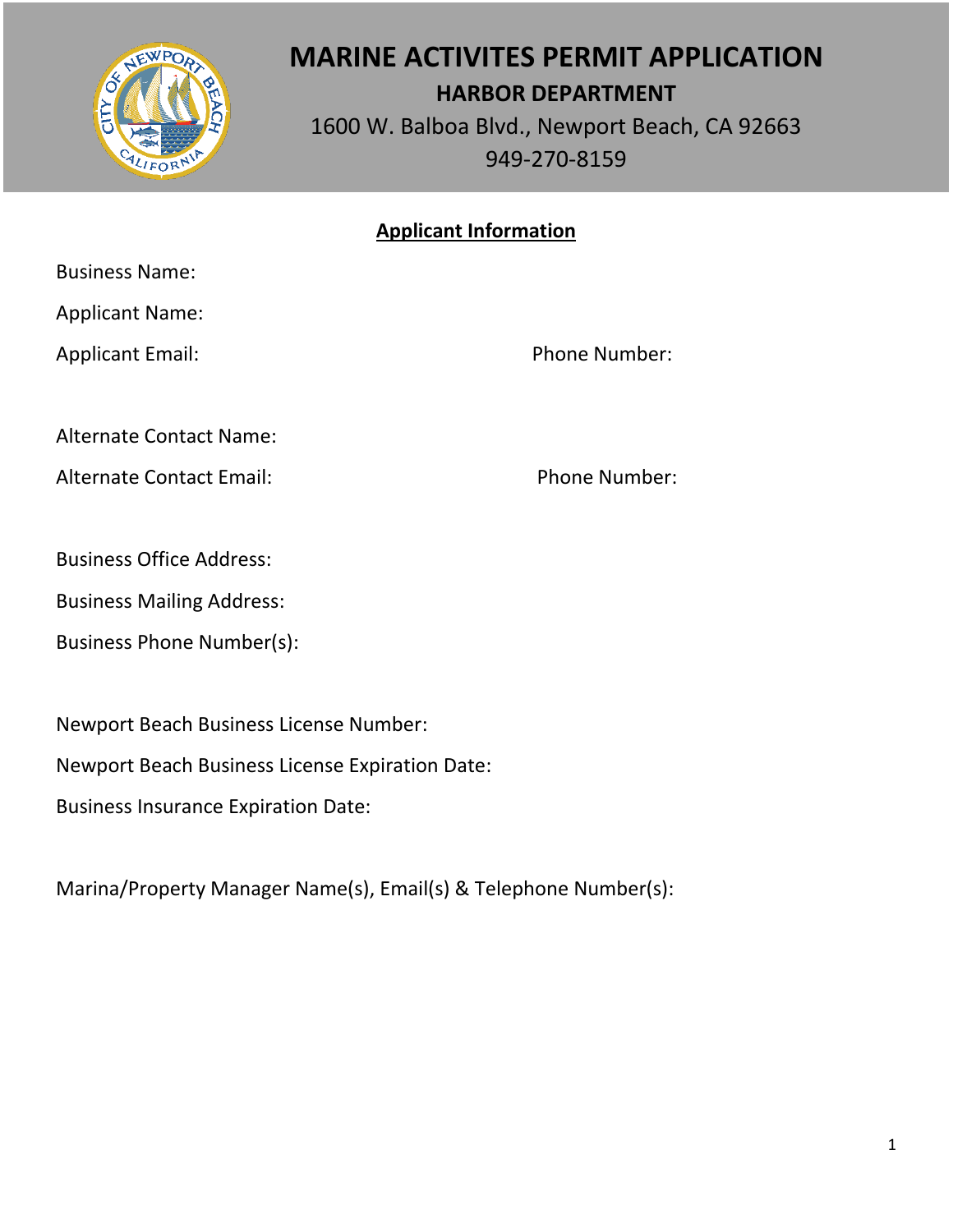# MARINE ACTIVITES PERMIT APPLICATION

## HARBOR DEPARTMENT

1600 W. Balboa Blvd., Newport Beach, CA 92663

949-270-8159

**Applicant Information**

Business Name:

Applicant Name:

Applicant Email: Phone Number:

Alternate Contact Name:

Alternate Contact Email: Phone Number:

Business Office Address:

Business Mailing Address:

Business Phone Number(s):

Newport Beach Business License Number:

Newport Beach Business License Expiration Date:

Business Insurance Expiration Date:

Marina/Property Manager Name(s), Email(s) & Telephone Number(s):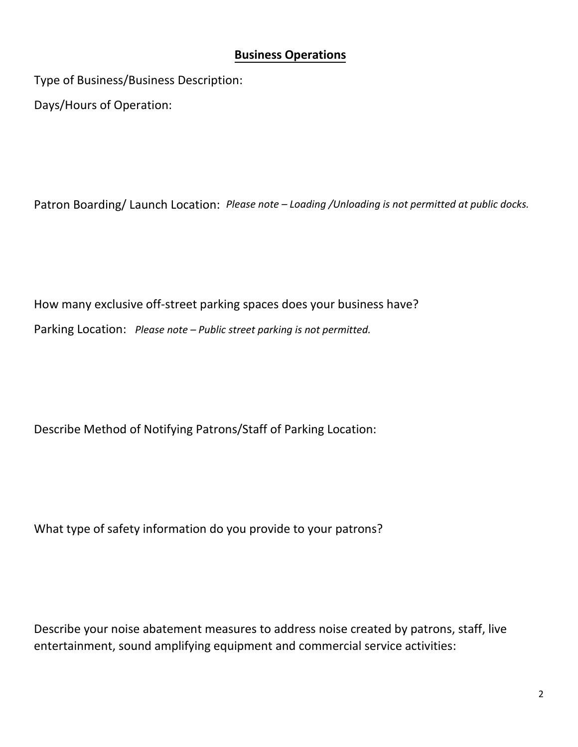## **Business Operations**

Type of Business/Business Description:

Days/Hours of Operation:

Patron Boarding/ Launch Location: *Please note – Loading /Unloading is not permitted at public docks.*

How many exclusive off-street parking spaces does your business have?

Parking Location: *Please note – Public street parking is not permitted.*

Describe Method of Notifying Patrons/Staff of Parking Location:

What type of safety information do you provide to your patrons?

Describe your noise abatement measures to address noise created by patrons, staff, live entertainment, sound amplifying equipment and commercial service activities: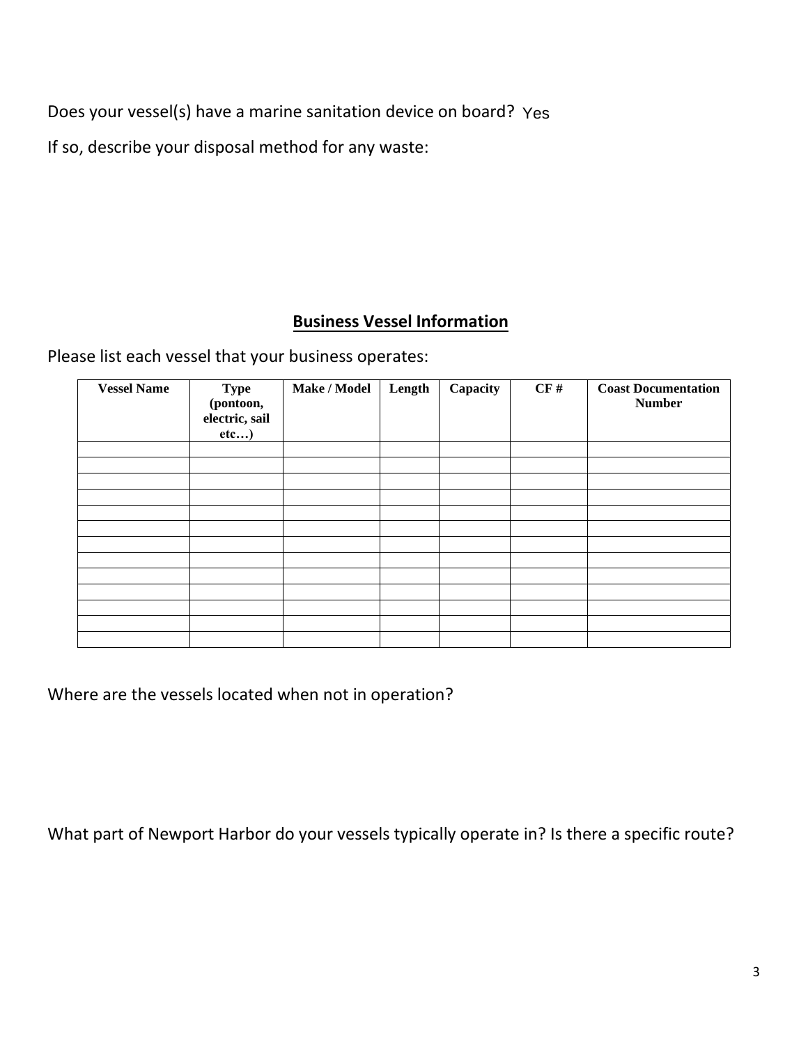Does your vessel(s) have a marine sanitation device on board? Yes

If so, describe your disposal method for any waste:

## **Business Vessel Information**

Please list each vessel that your business operates:

| Vessel Name | Type (pontoon, electric, sail etc…) | Make / Model | Length | Capacity | CF # | Coast Documentation Number |
|---|---|---|---|---|---|---|
| | | | | | | |
| | | | | | | |
| | | | | | | |
| | | | | | | |
| | | | | | | |
| | | | | | | |
| | | | | | | |
| | | | | | | |
| | | | | | | |
| | | | | | | |
| | | | | | | |
| | | | | | | |
| | | | | | | |

Where are the vessels located when not in operation?

What part of Newport Harbor do your vessels typically operate in? Is there a specific route?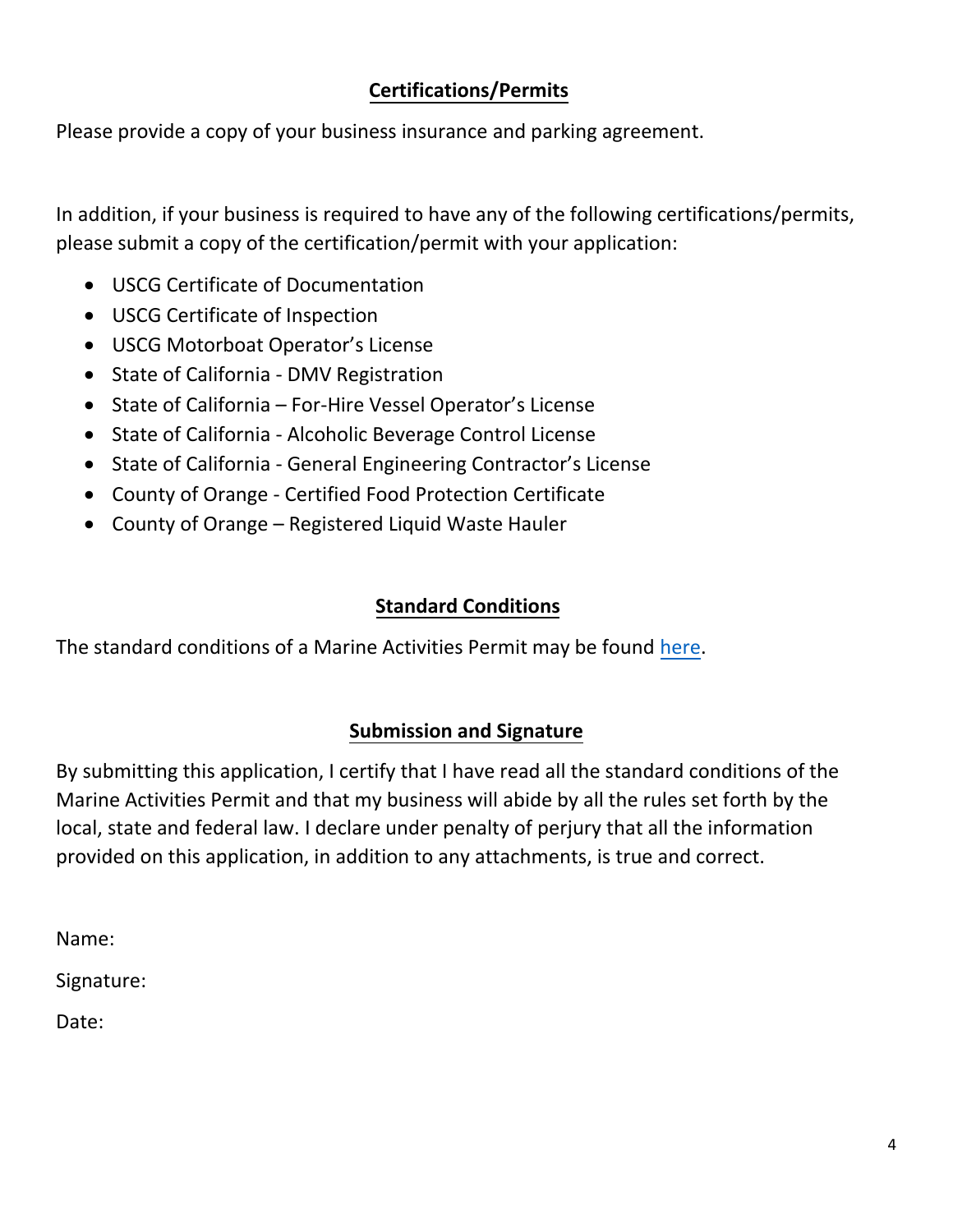## Certifications/Permits

Please provide a copy of your business insurance and parking agreement.

In addition, if your business is required to have any of the following certifications/permits, please submit a copy of the certification/permit with your application:

- USCG Certificate of Documentation
- USCG Certificate of Inspection
- USCG Motorboat Operator's License
- State of California - DMV Registration
- State of California – For-Hire Vessel Operator's License
- State of California - Alcoholic Beverage Control License
- State of California - General Engineering Contractor's License
- County of Orange - Certified Food Protection Certificate
- County of Orange – Registered Liquid Waste Hauler

## Standard Conditions

The standard conditions of a Marine Activities Permit may be found here.

## Submission and Signature

By submitting this application, I certify that I have read all the standard conditions of the Marine Activities Permit and that my business will abide by all the rules set forth by the local, state and federal law. I declare under penalty of perjury that all the information provided on this application, in addition to any attachments, is true and correct.

Name:

Signature:

Date: